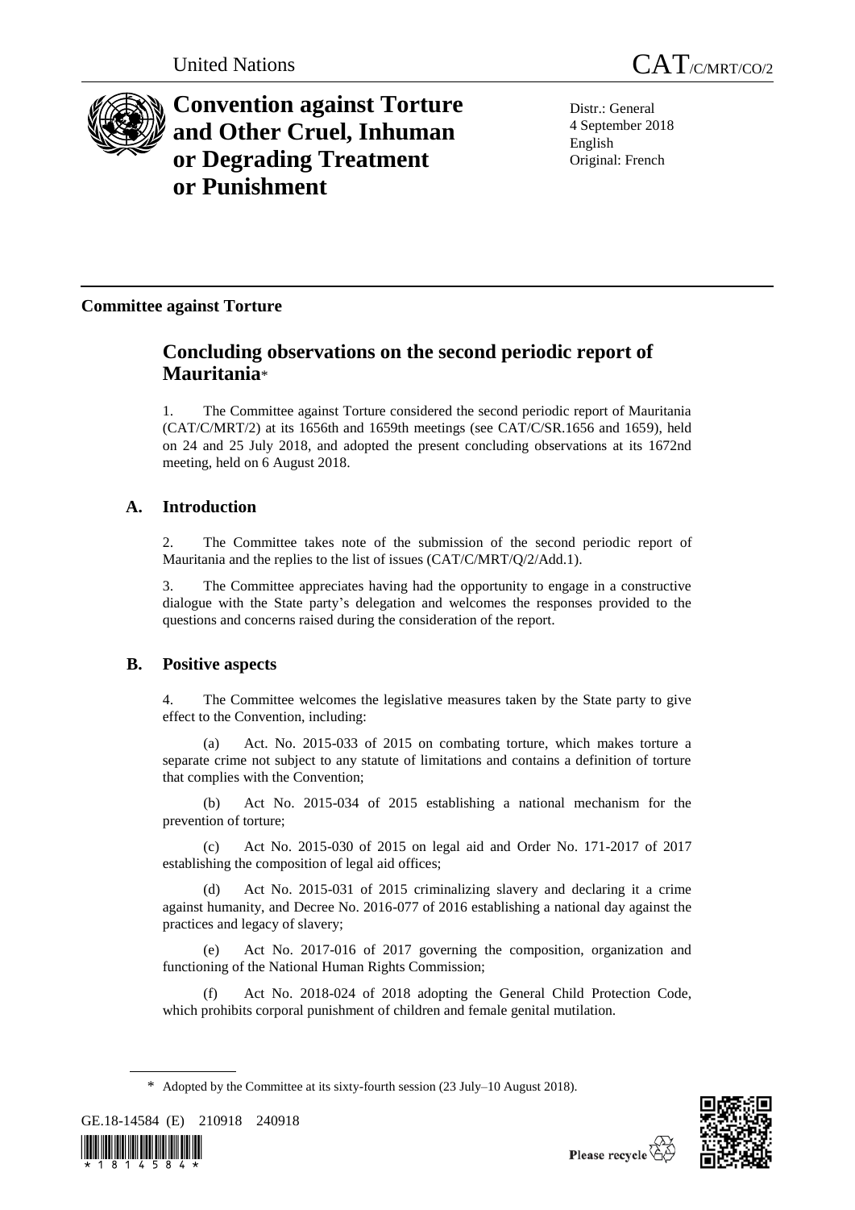United Nations CAT/C/MRT/CO/2

# Convention against Torture and Other Cruel, Inhuman or Degrading Treatment or Punishment

Distr.: General
4 September 2018
English
Original: French

**Committee against Torture**

## Concluding observations on the second periodic report of Mauritania*

1. The Committee against Torture considered the second periodic report of Mauritania (CAT/C/MRT/2) at its 1656th and 1659th meetings (see CAT/C/SR.1656 and 1659), held on 24 and 25 July 2018, and adopted the present concluding observations at its 1672nd meeting, held on 6 August 2018.

## A. Introduction

2. The Committee takes note of the submission of the second periodic report of Mauritania and the replies to the list of issues (CAT/C/MRT/Q/2/Add.1).

3. The Committee appreciates having had the opportunity to engage in a constructive dialogue with the State party's delegation and welcomes the responses provided to the questions and concerns raised during the consideration of the report.

## B. Positive aspects

4. The Committee welcomes the legislative measures taken by the State party to give effect to the Convention, including:

(a) Act. No. 2015-033 of 2015 on combating torture, which makes torture a separate crime not subject to any statute of limitations and contains a definition of torture that complies with the Convention;

(b) Act No. 2015-034 of 2015 establishing a national mechanism for the prevention of torture;

(c) Act No. 2015-030 of 2015 on legal aid and Order No. 171-2017 of 2017 establishing the composition of legal aid offices;

(d) Act No. 2015-031 of 2015 criminalizing slavery and declaring it a crime against humanity, and Decree No. 2016-077 of 2016 establishing a national day against the practices and legacy of slavery;

(e) Act No. 2017-016 of 2017 governing the composition, organization and functioning of the National Human Rights Commission;

(f) Act No. 2018-024 of 2018 adopting the General Child Protection Code, which prohibits corporal punishment of children and female genital mutilation.

\* Adopted by the Committee at its sixty-fourth session (23 July–10 August 2018).

GE.18-14584 (E) 210918 240918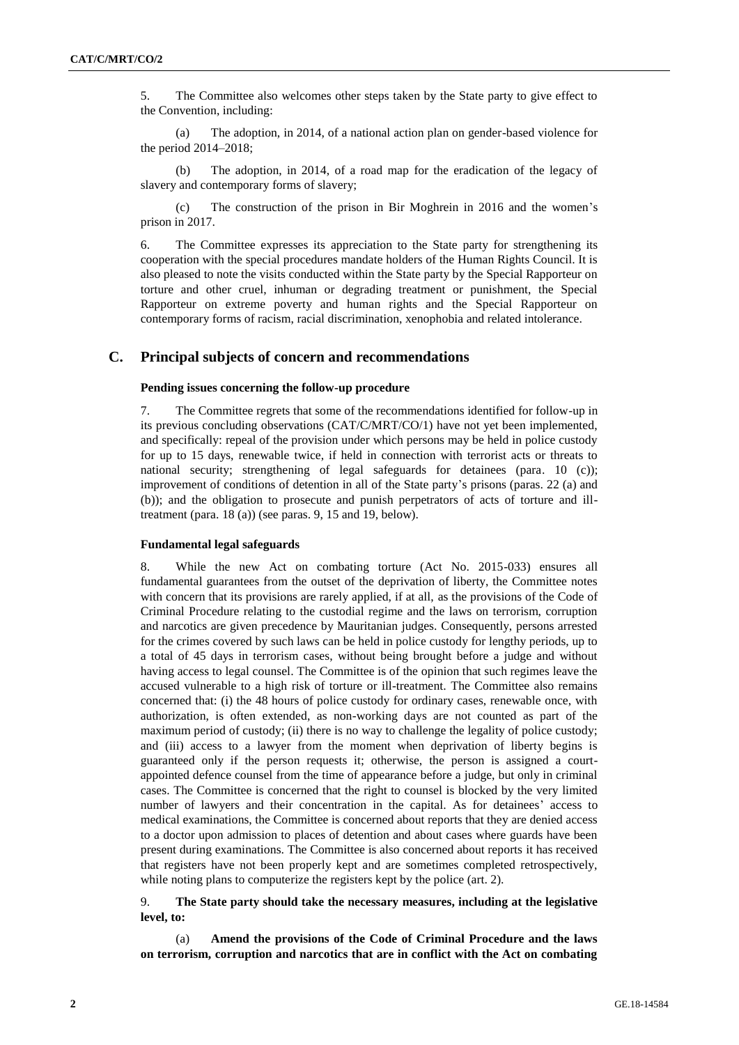5. The Committee also welcomes other steps taken by the State party to give effect to the Convention, including:

(a) The adoption, in 2014, of a national action plan on gender-based violence for the period 2014–2018;

(b) The adoption, in 2014, of a road map for the eradication of the legacy of slavery and contemporary forms of slavery;

(c) The construction of the prison in Bir Moghrein in 2016 and the women's prison in 2017.

6. The Committee expresses its appreciation to the State party for strengthening its cooperation with the special procedures mandate holders of the Human Rights Council. It is also pleased to note the visits conducted within the State party by the Special Rapporteur on torture and other cruel, inhuman or degrading treatment or punishment, the Special Rapporteur on extreme poverty and human rights and the Special Rapporteur on contemporary forms of racism, racial discrimination, xenophobia and related intolerance.

## C. Principal subjects of concern and recommendations

### Pending issues concerning the follow-up procedure

7. The Committee regrets that some of the recommendations identified for follow-up in its previous concluding observations (CAT/C/MRT/CO/1) have not yet been implemented, and specifically: repeal of the provision under which persons may be held in police custody for up to 15 days, renewable twice, if held in connection with terrorist acts or threats to national security; strengthening of legal safeguards for detainees (para. 10 (c)); improvement of conditions of detention in all of the State party's prisons (paras. 22 (a) and (b)); and the obligation to prosecute and punish perpetrators of acts of torture and ill-treatment (para. 18 (a)) (see paras. 9, 15 and 19, below).

### Fundamental legal safeguards

8. While the new Act on combating torture (Act No. 2015-033) ensures all fundamental guarantees from the outset of the deprivation of liberty, the Committee notes with concern that its provisions are rarely applied, if at all, as the provisions of the Code of Criminal Procedure relating to the custodial regime and the laws on terrorism, corruption and narcotics are given precedence by Mauritanian judges. Consequently, persons arrested for the crimes covered by such laws can be held in police custody for lengthy periods, up to a total of 45 days in terrorism cases, without being brought before a judge and without having access to legal counsel. The Committee is of the opinion that such regimes leave the accused vulnerable to a high risk of torture or ill-treatment. The Committee also remains concerned that: (i) the 48 hours of police custody for ordinary cases, renewable once, with authorization, is often extended, as non-working days are not counted as part of the maximum period of custody; (ii) there is no way to challenge the legality of police custody; and (iii) access to a lawyer from the moment when deprivation of liberty begins is guaranteed only if the person requests it; otherwise, the person is assigned a court-appointed defence counsel from the time of appearance before a judge, but only in criminal cases. The Committee is concerned that the right to counsel is blocked by the very limited number of lawyers and their concentration in the capital. As for detainees' access to medical examinations, the Committee is concerned about reports that they are denied access to a doctor upon admission to places of detention and about cases where guards have been present during examinations. The Committee is also concerned about reports it has received that registers have not been properly kept and are sometimes completed retrospectively, while noting plans to computerize the registers kept by the police (art. 2).

9. **The State party should take the necessary measures, including at the legislative level, to:**

(a) **Amend the provisions of the Code of Criminal Procedure and the laws on terrorism, corruption and narcotics that are in conflict with the Act on combating**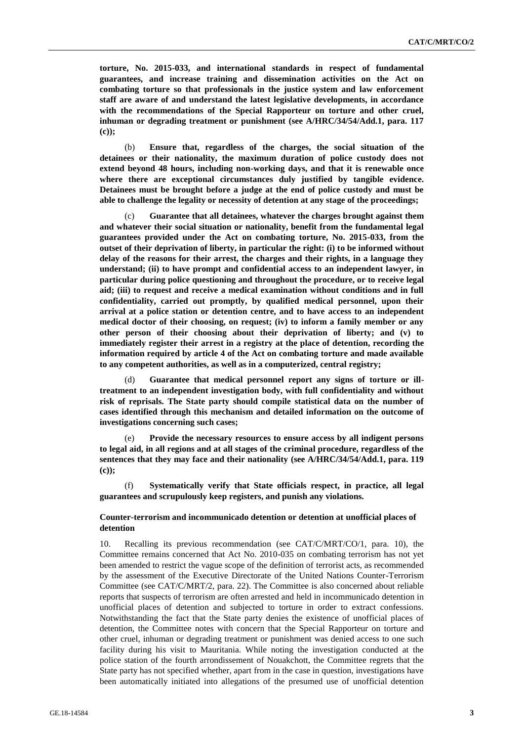**torture, No. 2015-033, and international standards in respect of fundamental guarantees, and increase training and dissemination activities on the Act on combating torture so that professionals in the justice system and law enforcement staff are aware of and understand the latest legislative developments, in accordance with the recommendations of the Special Rapporteur on torture and other cruel, inhuman or degrading treatment or punishment (see A/HRC/34/54/Add.1, para. 117 (c));**

(b) **Ensure that, regardless of the charges, the social situation of the detainees or their nationality, the maximum duration of police custody does not extend beyond 48 hours, including non-working days, and that it is renewable once where there are exceptional circumstances duly justified by tangible evidence. Detainees must be brought before a judge at the end of police custody and must be able to challenge the legality or necessity of detention at any stage of the proceedings;**

(c) **Guarantee that all detainees, whatever the charges brought against them and whatever their social situation or nationality, benefit from the fundamental legal guarantees provided under the Act on combating torture, No. 2015-033, from the outset of their deprivation of liberty, in particular the right: (i) to be informed without delay of the reasons for their arrest, the charges and their rights, in a language they understand; (ii) to have prompt and confidential access to an independent lawyer, in particular during police questioning and throughout the procedure, or to receive legal aid; (iii) to request and receive a medical examination without conditions and in full confidentiality, carried out promptly, by qualified medical personnel, upon their arrival at a police station or detention centre, and to have access to an independent medical doctor of their choosing, on request; (iv) to inform a family member or any other person of their choosing about their deprivation of liberty; and (v) to immediately register their arrest in a registry at the place of detention, recording the information required by article 4 of the Act on combating torture and made available to any competent authorities, as well as in a computerized, central registry;**

(d) **Guarantee that medical personnel report any signs of torture or ill-treatment to an independent investigation body, with full confidentiality and without risk of reprisals. The State party should compile statistical data on the number of cases identified through this mechanism and detailed information on the outcome of investigations concerning such cases;**

(e) **Provide the necessary resources to ensure access by all indigent persons to legal aid, in all regions and at all stages of the criminal procedure, regardless of the sentences that they may face and their nationality (see A/HRC/34/54/Add.1, para. 119 (c));**

(f) **Systematically verify that State officials respect, in practice, all legal guarantees and scrupulously keep registers, and punish any violations.**

### Counter-terrorism and incommunicado detention or detention at unofficial places of detention

10. Recalling its previous recommendation (see CAT/C/MRT/CO/1, para. 10), the Committee remains concerned that Act No. 2010-035 on combating terrorism has not yet been amended to restrict the vague scope of the definition of terrorist acts, as recommended by the assessment of the Executive Directorate of the United Nations Counter-Terrorism Committee (see CAT/C/MRT/2, para. 22). The Committee is also concerned about reliable reports that suspects of terrorism are often arrested and held in incommunicado detention in unofficial places of detention and subjected to torture in order to extract confessions. Notwithstanding the fact that the State party denies the existence of unofficial places of detention, the Committee notes with concern that the Special Rapporteur on torture and other cruel, inhuman or degrading treatment or punishment was denied access to one such facility during his visit to Mauritania. While noting the investigation conducted at the police station of the fourth arrondissement of Nouakchott, the Committee regrets that the State party has not specified whether, apart from in the case in question, investigations have been automatically initiated into allegations of the presumed use of unofficial detention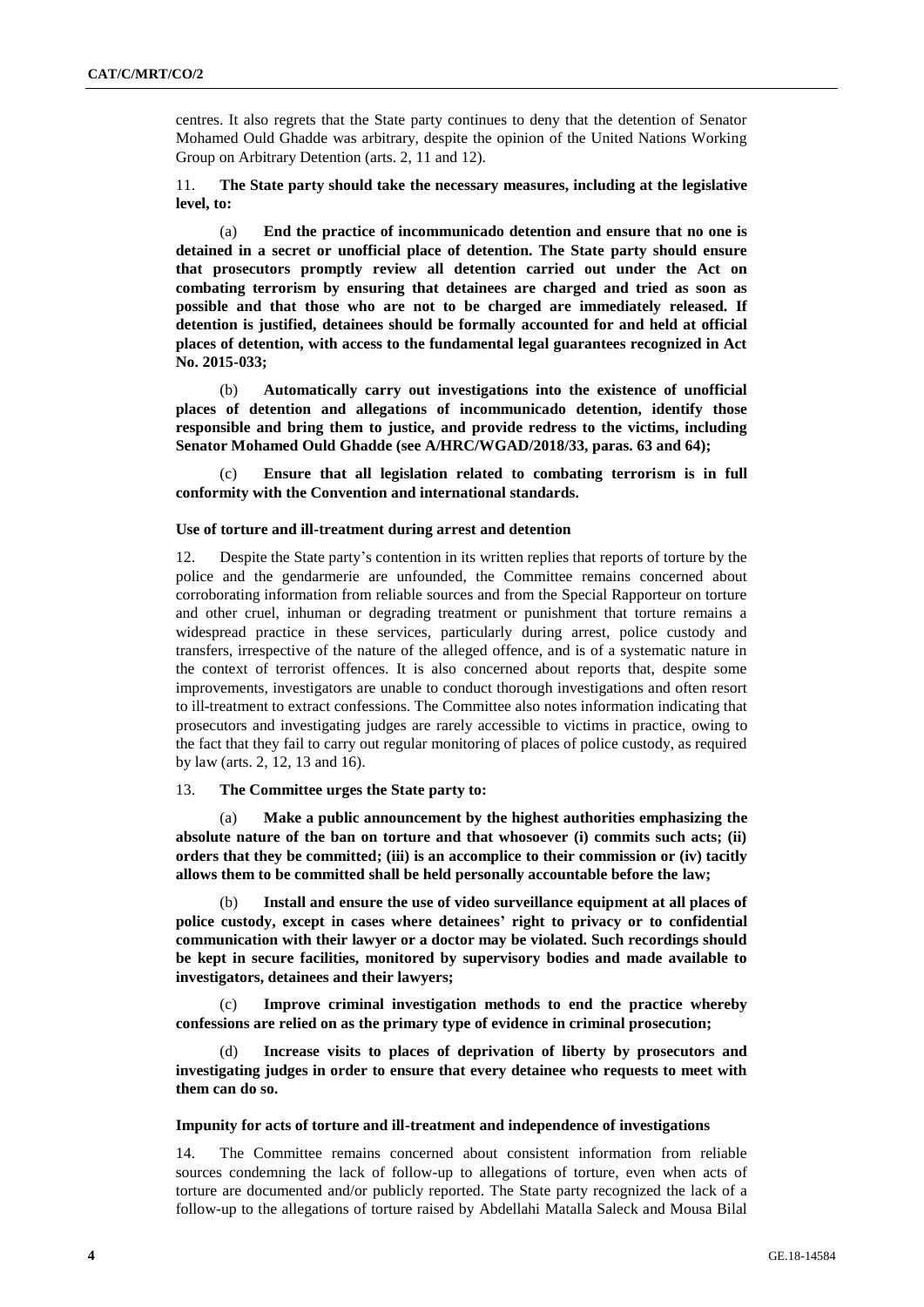centres. It also regrets that the State party continues to deny that the detention of Senator Mohamed Ould Ghadde was arbitrary, despite the opinion of the United Nations Working Group on Arbitrary Detention (arts. 2, 11 and 12).

11. **The State party should take the necessary measures, including at the legislative level, to:**

(a) **End the practice of incommunicado detention and ensure that no one is detained in a secret or unofficial place of detention. The State party should ensure that prosecutors promptly review all detention carried out under the Act on combating terrorism by ensuring that detainees are charged and tried as soon as possible and that those who are not to be charged are immediately released. If detention is justified, detainees should be formally accounted for and held at official places of detention, with access to the fundamental legal guarantees recognized in Act No. 2015-033;**

(b) **Automatically carry out investigations into the existence of unofficial places of detention and allegations of incommunicado detention, identify those responsible and bring them to justice, and provide redress to the victims, including Senator Mohamed Ould Ghadde (see A/HRC/WGAD/2018/33, paras. 63 and 64);**

(c) **Ensure that all legislation related to combating terrorism is in full conformity with the Convention and international standards.**

### Use of torture and ill-treatment during arrest and detention

12. Despite the State party's contention in its written replies that reports of torture by the police and the gendarmerie are unfounded, the Committee remains concerned about corroborating information from reliable sources and from the Special Rapporteur on torture and other cruel, inhuman or degrading treatment or punishment that torture remains a widespread practice in these services, particularly during arrest, police custody and transfers, irrespective of the nature of the alleged offence, and is of a systematic nature in the context of terrorist offences. It is also concerned about reports that, despite some improvements, investigators are unable to conduct thorough investigations and often resort to ill-treatment to extract confessions. The Committee also notes information indicating that prosecutors and investigating judges are rarely accessible to victims in practice, owing to the fact that they fail to carry out regular monitoring of places of police custody, as required by law (arts. 2, 12, 13 and 16).

13. **The Committee urges the State party to:**

(a) **Make a public announcement by the highest authorities emphasizing the absolute nature of the ban on torture and that whosoever (i) commits such acts; (ii) orders that they be committed; (iii) is an accomplice to their commission or (iv) tacitly allows them to be committed shall be held personally accountable before the law;**

(b) **Install and ensure the use of video surveillance equipment at all places of police custody, except in cases where detainees' right to privacy or to confidential communication with their lawyer or a doctor may be violated. Such recordings should be kept in secure facilities, monitored by supervisory bodies and made available to investigators, detainees and their lawyers;**

(c) **Improve criminal investigation methods to end the practice whereby confessions are relied on as the primary type of evidence in criminal prosecution;**

(d) **Increase visits to places of deprivation of liberty by prosecutors and investigating judges in order to ensure that every detainee who requests to meet with them can do so.**

### Impunity for acts of torture and ill-treatment and independence of investigations

14. The Committee remains concerned about consistent information from reliable sources condemning the lack of follow-up to allegations of torture, even when acts of torture are documented and/or publicly reported. The State party recognized the lack of a follow-up to the allegations of torture raised by Abdellahi Matalla Saleck and Mousa Bilal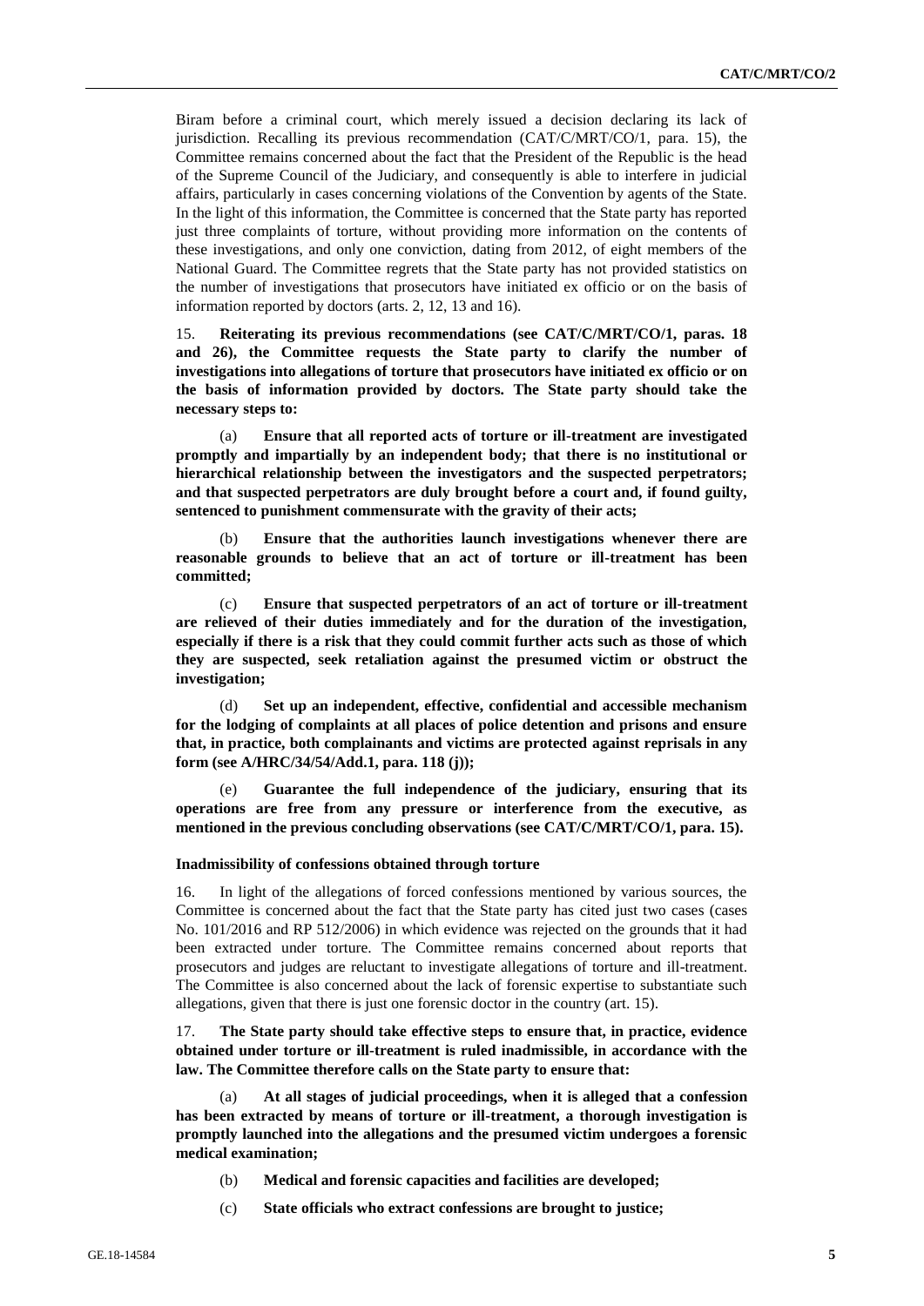Biram before a criminal court, which merely issued a decision declaring its lack of jurisdiction. Recalling its previous recommendation (CAT/C/MRT/CO/1, para. 15), the Committee remains concerned about the fact that the President of the Republic is the head of the Supreme Council of the Judiciary, and consequently is able to interfere in judicial affairs, particularly in cases concerning violations of the Convention by agents of the State. In the light of this information, the Committee is concerned that the State party has reported just three complaints of torture, without providing more information on the contents of these investigations, and only one conviction, dating from 2012, of eight members of the National Guard. The Committee regrets that the State party has not provided statistics on the number of investigations that prosecutors have initiated ex officio or on the basis of information reported by doctors (arts. 2, 12, 13 and 16).

15. **Reiterating its previous recommendations (see CAT/C/MRT/CO/1, paras. 18 and 26), the Committee requests the State party to clarify the number of investigations into allegations of torture that prosecutors have initiated ex officio or on the basis of information provided by doctors. The State party should take the necessary steps to:**

(a) **Ensure that all reported acts of torture or ill-treatment are investigated promptly and impartially by an independent body; that there is no institutional or hierarchical relationship between the investigators and the suspected perpetrators; and that suspected perpetrators are duly brought before a court and, if found guilty, sentenced to punishment commensurate with the gravity of their acts;**

(b) **Ensure that the authorities launch investigations whenever there are reasonable grounds to believe that an act of torture or ill-treatment has been committed;**

(c) **Ensure that suspected perpetrators of an act of torture or ill-treatment are relieved of their duties immediately and for the duration of the investigation, especially if there is a risk that they could commit further acts such as those of which they are suspected, seek retaliation against the presumed victim or obstruct the investigation;**

(d) **Set up an independent, effective, confidential and accessible mechanism for the lodging of complaints at all places of police detention and prisons and ensure that, in practice, both complainants and victims are protected against reprisals in any form (see A/HRC/34/54/Add.1, para. 118 (j));**

(e) **Guarantee the full independence of the judiciary, ensuring that its operations are free from any pressure or interference from the executive, as mentioned in the previous concluding observations (see CAT/C/MRT/CO/1, para. 15).**

#### Inadmissibility of confessions obtained through torture

16. In light of the allegations of forced confessions mentioned by various sources, the Committee is concerned about the fact that the State party has cited just two cases (cases No. 101/2016 and RP 512/2006) in which evidence was rejected on the grounds that it had been extracted under torture. The Committee remains concerned about reports that prosecutors and judges are reluctant to investigate allegations of torture and ill-treatment. The Committee is also concerned about the lack of forensic expertise to substantiate such allegations, given that there is just one forensic doctor in the country (art. 15).

17. **The State party should take effective steps to ensure that, in practice, evidence obtained under torture or ill-treatment is ruled inadmissible, in accordance with the law. The Committee therefore calls on the State party to ensure that:**

(a) **At all stages of judicial proceedings, when it is alleged that a confession has been extracted by means of torture or ill-treatment, a thorough investigation is promptly launched into the allegations and the presumed victim undergoes a forensic medical examination;**

(b) **Medical and forensic capacities and facilities are developed;**

(c) **State officials who extract confessions are brought to justice;**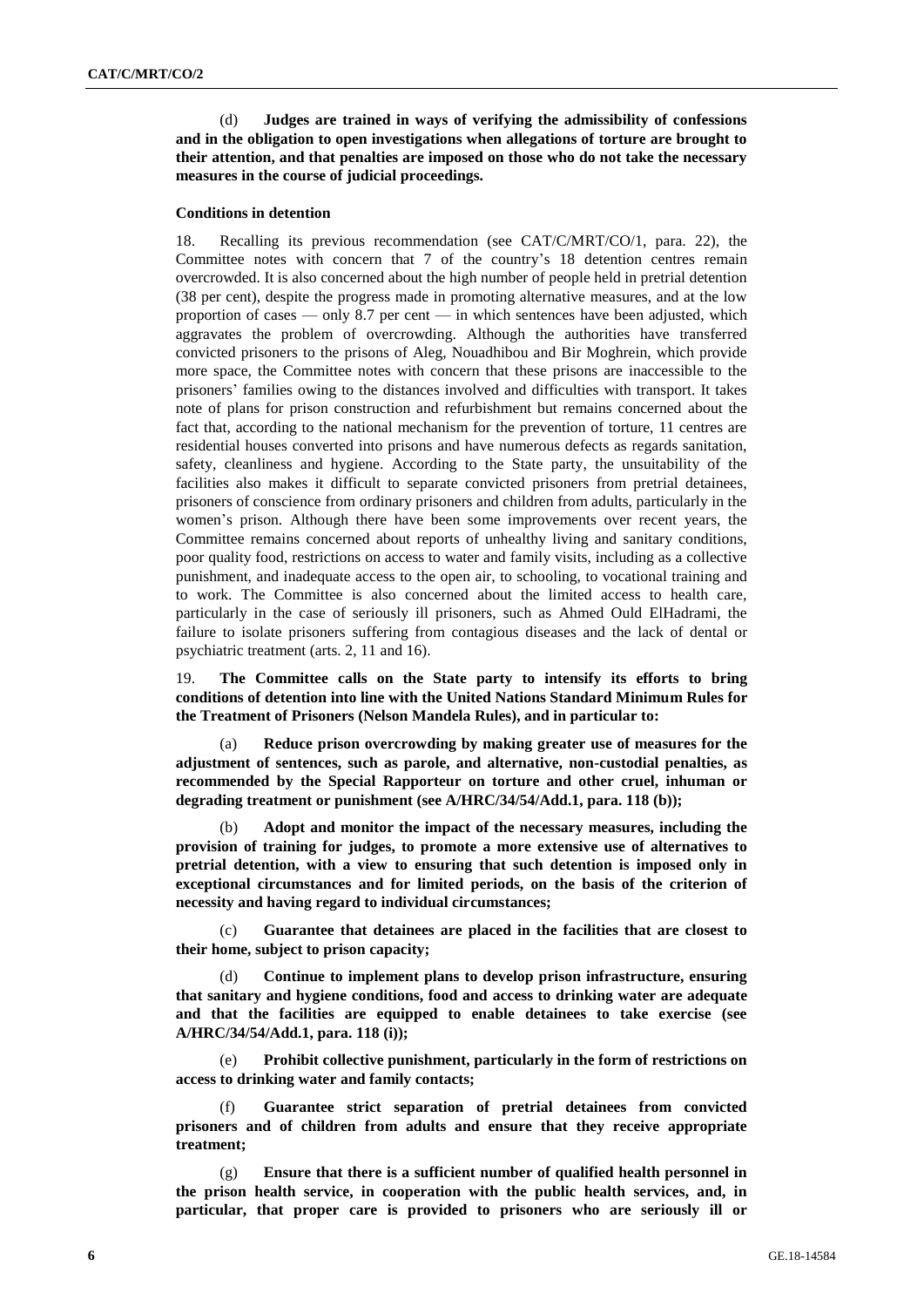(d) **Judges are trained in ways of verifying the admissibility of confessions and in the obligation to open investigations when allegations of torture are brought to their attention, and that penalties are imposed on those who do not take the necessary measures in the course of judicial proceedings.**

**Conditions in detention**

18. Recalling its previous recommendation (see CAT/C/MRT/CO/1, para. 22), the Committee notes with concern that 7 of the country's 18 detention centres remain overcrowded. It is also concerned about the high number of people held in pretrial detention (38 per cent), despite the progress made in promoting alternative measures, and at the low proportion of cases — only 8.7 per cent — in which sentences have been adjusted, which aggravates the problem of overcrowding. Although the authorities have transferred convicted prisoners to the prisons of Aleg, Nouadhibou and Bir Moghrein, which provide more space, the Committee notes with concern that these prisons are inaccessible to the prisoners' families owing to the distances involved and difficulties with transport. It takes note of plans for prison construction and refurbishment but remains concerned about the fact that, according to the national mechanism for the prevention of torture, 11 centres are residential houses converted into prisons and have numerous defects as regards sanitation, safety, cleanliness and hygiene. According to the State party, the unsuitability of the facilities also makes it difficult to separate convicted prisoners from pretrial detainees, prisoners of conscience from ordinary prisoners and children from adults, particularly in the women's prison. Although there have been some improvements over recent years, the Committee remains concerned about reports of unhealthy living and sanitary conditions, poor quality food, restrictions on access to water and family visits, including as a collective punishment, and inadequate access to the open air, to schooling, to vocational training and to work. The Committee is also concerned about the limited access to health care, particularly in the case of seriously ill prisoners, such as Ahmed Ould ElHadrami, the failure to isolate prisoners suffering from contagious diseases and the lack of dental or psychiatric treatment (arts. 2, 11 and 16).

19. **The Committee calls on the State party to intensify its efforts to bring conditions of detention into line with the United Nations Standard Minimum Rules for the Treatment of Prisoners (Nelson Mandela Rules), and in particular to:**

(a) **Reduce prison overcrowding by making greater use of measures for the adjustment of sentences, such as parole, and alternative, non-custodial penalties, as recommended by the Special Rapporteur on torture and other cruel, inhuman or degrading treatment or punishment (see A/HRC/34/54/Add.1, para. 118 (b));**

(b) **Adopt and monitor the impact of the necessary measures, including the provision of training for judges, to promote a more extensive use of alternatives to pretrial detention, with a view to ensuring that such detention is imposed only in exceptional circumstances and for limited periods, on the basis of the criterion of necessity and having regard to individual circumstances;**

(c) **Guarantee that detainees are placed in the facilities that are closest to their home, subject to prison capacity;**

(d) **Continue to implement plans to develop prison infrastructure, ensuring that sanitary and hygiene conditions, food and access to drinking water are adequate and that the facilities are equipped to enable detainees to take exercise (see A/HRC/34/54/Add.1, para. 118 (i));**

(e) **Prohibit collective punishment, particularly in the form of restrictions on access to drinking water and family contacts;**

(f) **Guarantee strict separation of pretrial detainees from convicted prisoners and of children from adults and ensure that they receive appropriate treatment;**

(g) **Ensure that there is a sufficient number of qualified health personnel in the prison health service, in cooperation with the public health services, and, in particular, that proper care is provided to prisoners who are seriously ill or**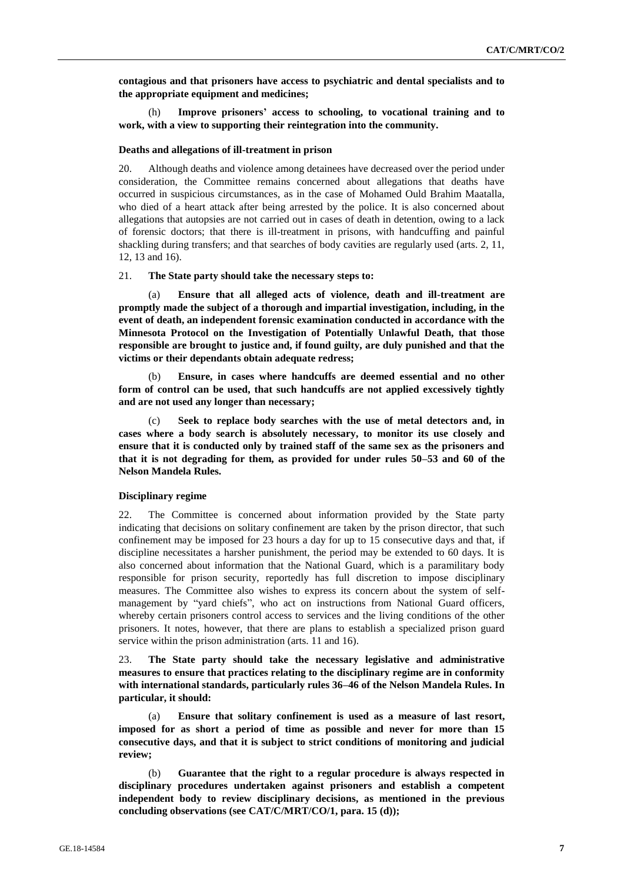**contagious and that prisoners have access to psychiatric and dental specialists and to the appropriate equipment and medicines;**

(h) **Improve prisoners' access to schooling, to vocational training and to work, with a view to supporting their reintegration into the community.**

#### Deaths and allegations of ill-treatment in prison

20. Although deaths and violence among detainees have decreased over the period under consideration, the Committee remains concerned about allegations that deaths have occurred in suspicious circumstances, as in the case of Mohamed Ould Brahim Maatalla, who died of a heart attack after being arrested by the police. It is also concerned about allegations that autopsies are not carried out in cases of death in detention, owing to a lack of forensic doctors; that there is ill-treatment in prisons, with handcuffing and painful shackling during transfers; and that searches of body cavities are regularly used (arts. 2, 11, 12, 13 and 16).

21. **The State party should take the necessary steps to:**

(a) **Ensure that all alleged acts of violence, death and ill-treatment are promptly made the subject of a thorough and impartial investigation, including, in the event of death, an independent forensic examination conducted in accordance with the Minnesota Protocol on the Investigation of Potentially Unlawful Death, that those responsible are brought to justice and, if found guilty, are duly punished and that the victims or their dependants obtain adequate redress;**

(b) **Ensure, in cases where handcuffs are deemed essential and no other form of control can be used, that such handcuffs are not applied excessively tightly and are not used any longer than necessary;**

(c) **Seek to replace body searches with the use of metal detectors and, in cases where a body search is absolutely necessary, to monitor its use closely and ensure that it is conducted only by trained staff of the same sex as the prisoners and that it is not degrading for them, as provided for under rules 50–53 and 60 of the Nelson Mandela Rules.**

#### Disciplinary regime

22. The Committee is concerned about information provided by the State party indicating that decisions on solitary confinement are taken by the prison director, that such confinement may be imposed for 23 hours a day for up to 15 consecutive days and that, if discipline necessitates a harsher punishment, the period may be extended to 60 days. It is also concerned about information that the National Guard, which is a paramilitary body responsible for prison security, reportedly has full discretion to impose disciplinary measures. The Committee also wishes to express its concern about the system of self-management by "yard chiefs", who act on instructions from National Guard officers, whereby certain prisoners control access to services and the living conditions of the other prisoners. It notes, however, that there are plans to establish a specialized prison guard service within the prison administration (arts. 11 and 16).

23. **The State party should take the necessary legislative and administrative measures to ensure that practices relating to the disciplinary regime are in conformity with international standards, particularly rules 36–46 of the Nelson Mandela Rules. In particular, it should:**

(a) **Ensure that solitary confinement is used as a measure of last resort, imposed for as short a period of time as possible and never for more than 15 consecutive days, and that it is subject to strict conditions of monitoring and judicial review;**

(b) **Guarantee that the right to a regular procedure is always respected in disciplinary procedures undertaken against prisoners and establish a competent independent body to review disciplinary decisions, as mentioned in the previous concluding observations (see CAT/C/MRT/CO/1, para. 15 (d));**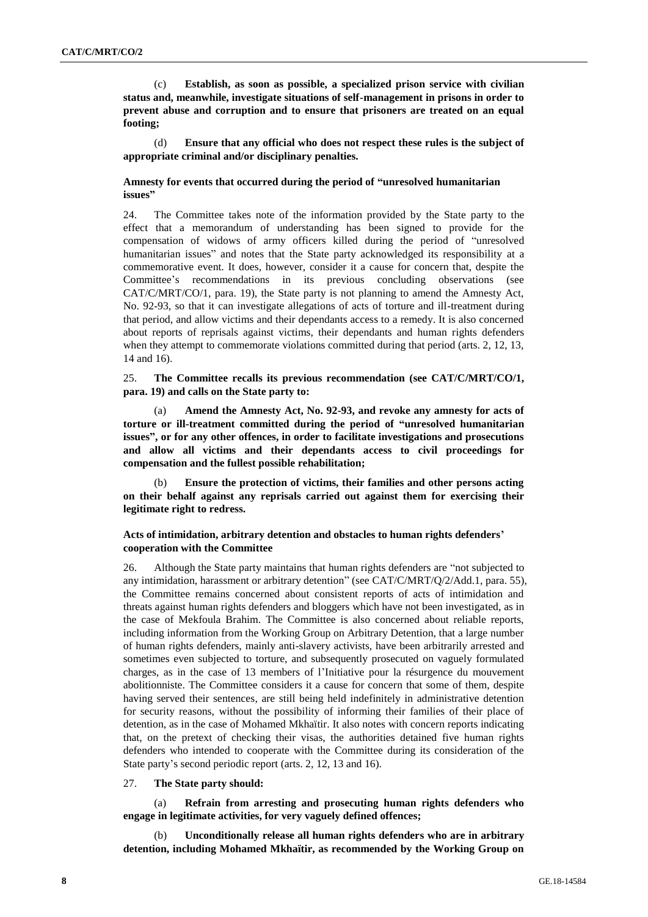(c) **Establish, as soon as possible, a specialized prison service with civilian status and, meanwhile, investigate situations of self-management in prisons in order to prevent abuse and corruption and to ensure that prisoners are treated on an equal footing;**

(d) **Ensure that any official who does not respect these rules is the subject of appropriate criminal and/or disciplinary penalties.**

### Amnesty for events that occurred during the period of "unresolved humanitarian issues"

24. The Committee takes note of the information provided by the State party to the effect that a memorandum of understanding has been signed to provide for the compensation of widows of army officers killed during the period of "unresolved humanitarian issues" and notes that the State party acknowledged its responsibility at a commemorative event. It does, however, consider it a cause for concern that, despite the Committee's recommendations in its previous concluding observations (see CAT/C/MRT/CO/1, para. 19), the State party is not planning to amend the Amnesty Act, No. 92-93, so that it can investigate allegations of acts of torture and ill-treatment during that period, and allow victims and their dependants access to a remedy. It is also concerned about reports of reprisals against victims, their dependants and human rights defenders when they attempt to commemorate violations committed during that period (arts. 2, 12, 13, 14 and 16).

25. **The Committee recalls its previous recommendation (see CAT/C/MRT/CO/1, para. 19) and calls on the State party to:**

(a) **Amend the Amnesty Act, No. 92-93, and revoke any amnesty for acts of torture or ill-treatment committed during the period of "unresolved humanitarian issues", or for any other offences, in order to facilitate investigations and prosecutions and allow all victims and their dependants access to civil proceedings for compensation and the fullest possible rehabilitation;**

(b) **Ensure the protection of victims, their families and other persons acting on their behalf against any reprisals carried out against them for exercising their legitimate right to redress.**

### Acts of intimidation, arbitrary detention and obstacles to human rights defenders' cooperation with the Committee

26. Although the State party maintains that human rights defenders are "not subjected to any intimidation, harassment or arbitrary detention" (see CAT/C/MRT/Q/2/Add.1, para. 55), the Committee remains concerned about consistent reports of acts of intimidation and threats against human rights defenders and bloggers which have not been investigated, as in the case of Mekfoula Brahim. The Committee is also concerned about reliable reports, including information from the Working Group on Arbitrary Detention, that a large number of human rights defenders, mainly anti-slavery activists, have been arbitrarily arrested and sometimes even subjected to torture, and subsequently prosecuted on vaguely formulated charges, as in the case of 13 members of l'Initiative pour la résurgence du mouvement abolitionniste. The Committee considers it a cause for concern that some of them, despite having served their sentences, are still being held indefinitely in administrative detention for security reasons, without the possibility of informing their families of their place of detention, as in the case of Mohamed Mkhaïtir. It also notes with concern reports indicating that, on the pretext of checking their visas, the authorities detained five human rights defenders who intended to cooperate with the Committee during its consideration of the State party's second periodic report (arts. 2, 12, 13 and 16).

27. **The State party should:**

(a) **Refrain from arresting and prosecuting human rights defenders who engage in legitimate activities, for very vaguely defined offences;**

(b) **Unconditionally release all human rights defenders who are in arbitrary detention, including Mohamed Mkhaïtir, as recommended by the Working Group on**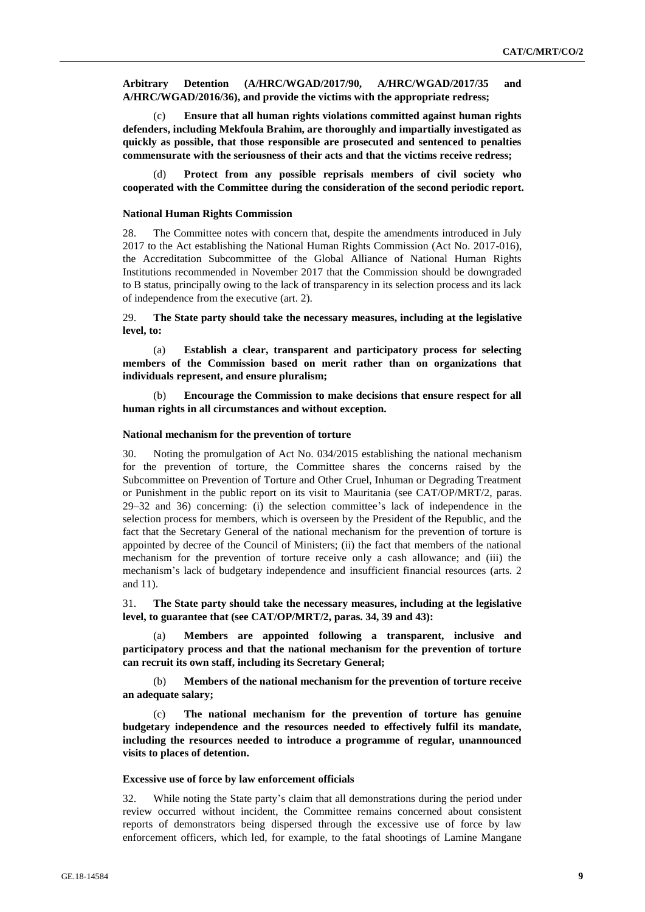**Arbitrary Detention (A/HRC/WGAD/2017/90, A/HRC/WGAD/2017/35 and A/HRC/WGAD/2016/36), and provide the victims with the appropriate redress;**

(c) **Ensure that all human rights violations committed against human rights defenders, including Mekfoula Brahim, are thoroughly and impartially investigated as quickly as possible, that those responsible are prosecuted and sentenced to penalties commensurate with the seriousness of their acts and that the victims receive redress;**

(d) **Protect from any possible reprisals members of civil society who cooperated with the Committee during the consideration of the second periodic report.**

#### National Human Rights Commission

28. The Committee notes with concern that, despite the amendments introduced in July 2017 to the Act establishing the National Human Rights Commission (Act No. 2017-016), the Accreditation Subcommittee of the Global Alliance of National Human Rights Institutions recommended in November 2017 that the Commission should be downgraded to B status, principally owing to the lack of transparency in its selection process and its lack of independence from the executive (art. 2).

29. **The State party should take the necessary measures, including at the legislative level, to:**

(a) **Establish a clear, transparent and participatory process for selecting members of the Commission based on merit rather than on organizations that individuals represent, and ensure pluralism;**

(b) **Encourage the Commission to make decisions that ensure respect for all human rights in all circumstances and without exception.**

#### National mechanism for the prevention of torture

30. Noting the promulgation of Act No. 034/2015 establishing the national mechanism for the prevention of torture, the Committee shares the concerns raised by the Subcommittee on Prevention of Torture and Other Cruel, Inhuman or Degrading Treatment or Punishment in the public report on its visit to Mauritania (see CAT/OP/MRT/2, paras. 29–32 and 36) concerning: (i) the selection committee's lack of independence in the selection process for members, which is overseen by the President of the Republic, and the fact that the Secretary General of the national mechanism for the prevention of torture is appointed by decree of the Council of Ministers; (ii) the fact that members of the national mechanism for the prevention of torture receive only a cash allowance; and (iii) the mechanism's lack of budgetary independence and insufficient financial resources (arts. 2 and 11).

31. **The State party should take the necessary measures, including at the legislative level, to guarantee that (see CAT/OP/MRT/2, paras. 34, 39 and 43):**

(a) **Members are appointed following a transparent, inclusive and participatory process and that the national mechanism for the prevention of torture can recruit its own staff, including its Secretary General;**

(b) **Members of the national mechanism for the prevention of torture receive an adequate salary;**

(c) **The national mechanism for the prevention of torture has genuine budgetary independence and the resources needed to effectively fulfil its mandate, including the resources needed to introduce a programme of regular, unannounced visits to places of detention.**

#### Excessive use of force by law enforcement officials

32. While noting the State party's claim that all demonstrations during the period under review occurred without incident, the Committee remains concerned about consistent reports of demonstrators being dispersed through the excessive use of force by law enforcement officers, which led, for example, to the fatal shootings of Lamine Mangane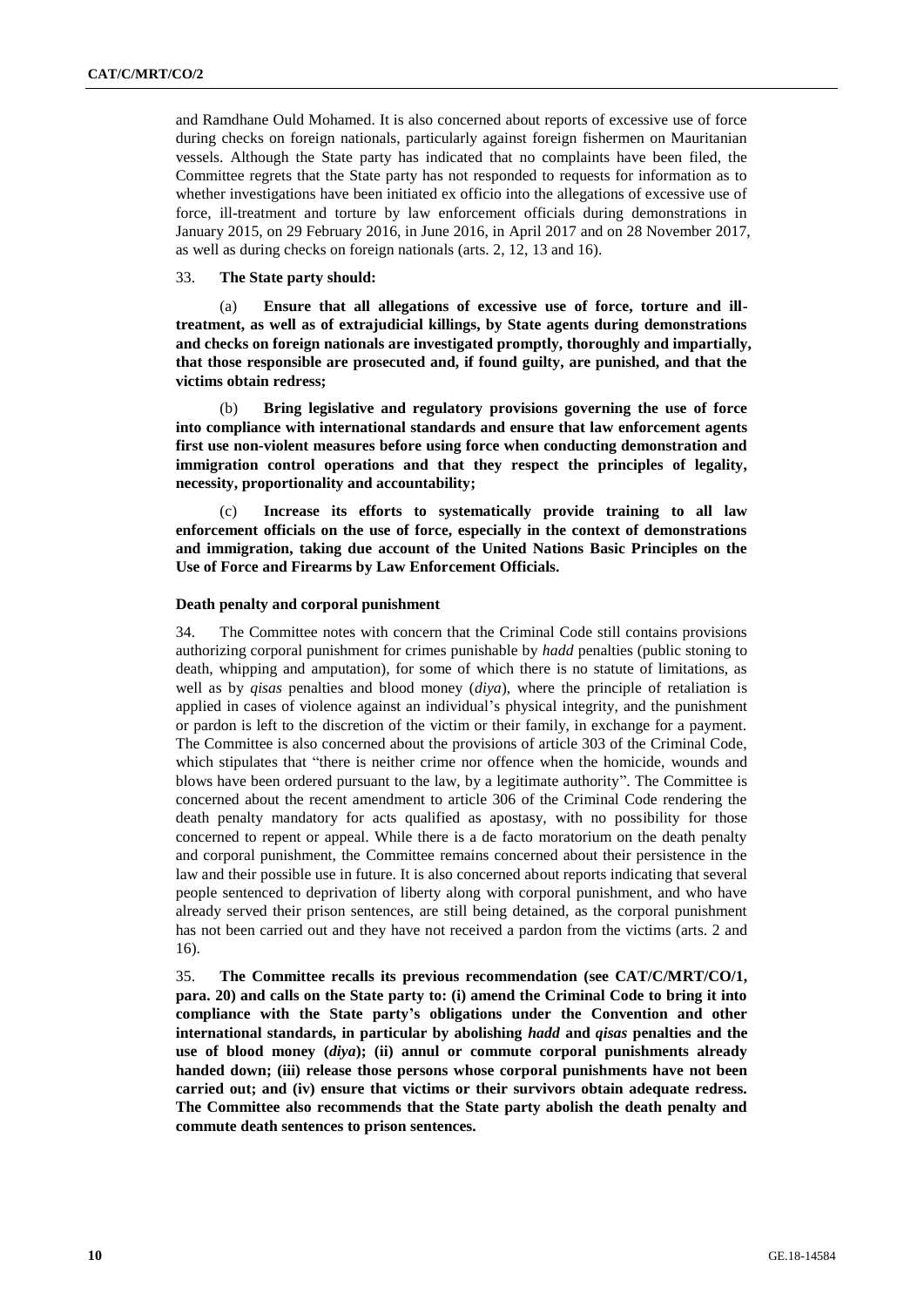and Ramdhane Ould Mohamed. It is also concerned about reports of excessive use of force during checks on foreign nationals, particularly against foreign fishermen on Mauritanian vessels. Although the State party has indicated that no complaints have been filed, the Committee regrets that the State party has not responded to requests for information as to whether investigations have been initiated ex officio into the allegations of excessive use of force, ill-treatment and torture by law enforcement officials during demonstrations in January 2015, on 29 February 2016, in June 2016, in April 2017 and on 28 November 2017, as well as during checks on foreign nationals (arts. 2, 12, 13 and 16).

33. **The State party should:**

(a) **Ensure that all allegations of excessive use of force, torture and ill-treatment, as well as of extrajudicial killings, by State agents during demonstrations and checks on foreign nationals are investigated promptly, thoroughly and impartially, that those responsible are prosecuted and, if found guilty, are punished, and that the victims obtain redress;**

(b) **Bring legislative and regulatory provisions governing the use of force into compliance with international standards and ensure that law enforcement agents first use non-violent measures before using force when conducting demonstration and immigration control operations and that they respect the principles of legality, necessity, proportionality and accountability;**

(c) **Increase its efforts to systematically provide training to all law enforcement officials on the use of force, especially in the context of demonstrations and immigration, taking due account of the United Nations Basic Principles on the Use of Force and Firearms by Law Enforcement Officials.**

### Death penalty and corporal punishment

34. The Committee notes with concern that the Criminal Code still contains provisions authorizing corporal punishment for crimes punishable by *hadd* penalties (public stoning to death, whipping and amputation), for some of which there is no statute of limitations, as well as by *qisas* penalties and blood money (*diya*), where the principle of retaliation is applied in cases of violence against an individual's physical integrity, and the punishment or pardon is left to the discretion of the victim or their family, in exchange for a payment. The Committee is also concerned about the provisions of article 303 of the Criminal Code, which stipulates that "there is neither crime nor offence when the homicide, wounds and blows have been ordered pursuant to the law, by a legitimate authority". The Committee is concerned about the recent amendment to article 306 of the Criminal Code rendering the death penalty mandatory for acts qualified as apostasy, with no possibility for those concerned to repent or appeal. While there is a de facto moratorium on the death penalty and corporal punishment, the Committee remains concerned about their persistence in the law and their possible use in future. It is also concerned about reports indicating that several people sentenced to deprivation of liberty along with corporal punishment, and who have already served their prison sentences, are still being detained, as the corporal punishment has not been carried out and they have not received a pardon from the victims (arts. 2 and 16).

35. **The Committee recalls its previous recommendation (see CAT/C/MRT/CO/1, para. 20) and calls on the State party to: (i) amend the Criminal Code to bring it into compliance with the State party's obligations under the Convention and other international standards, in particular by abolishing *hadd* and *qisas* penalties and the use of blood money (*diya*); (ii) annul or commute corporal punishments already handed down; (iii) release those persons whose corporal punishments have not been carried out; and (iv) ensure that victims or their survivors obtain adequate redress. The Committee also recommends that the State party abolish the death penalty and commute death sentences to prison sentences.**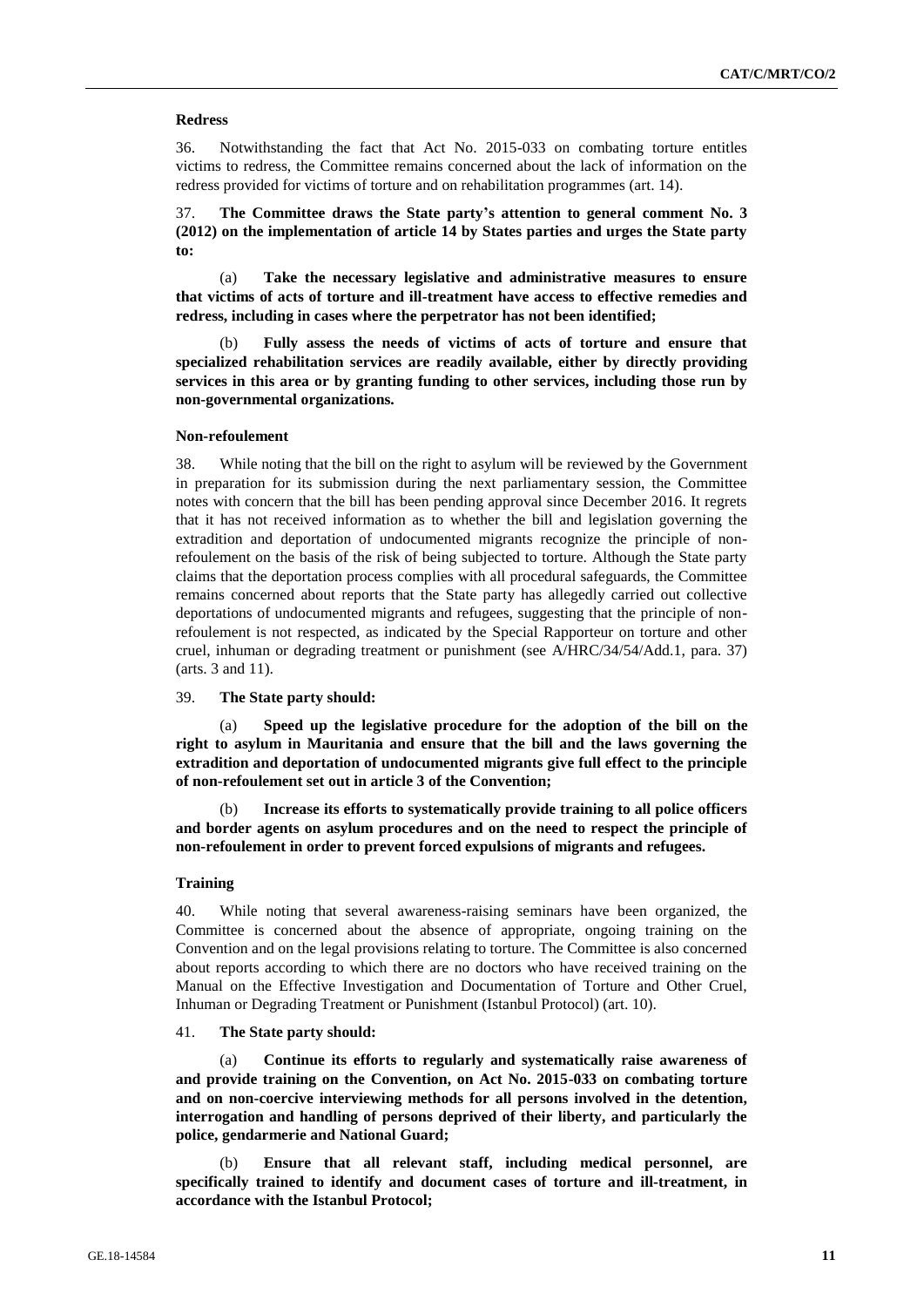**Redress**

36. Notwithstanding the fact that Act No. 2015-033 on combating torture entitles victims to redress, the Committee remains concerned about the lack of information on the redress provided for victims of torture and on rehabilitation programmes (art. 14).

37. **The Committee draws the State party's attention to general comment No. 3 (2012) on the implementation of article 14 by States parties and urges the State party to:**

(a) **Take the necessary legislative and administrative measures to ensure that victims of acts of torture and ill-treatment have access to effective remedies and redress, including in cases where the perpetrator has not been identified;**

(b) **Fully assess the needs of victims of acts of torture and ensure that specialized rehabilitation services are readily available, either by directly providing services in this area or by granting funding to other services, including those run by non-governmental organizations.**

**Non-refoulement**

38. While noting that the bill on the right to asylum will be reviewed by the Government in preparation for its submission during the next parliamentary session, the Committee notes with concern that the bill has been pending approval since December 2016. It regrets that it has not received information as to whether the bill and legislation governing the extradition and deportation of undocumented migrants recognize the principle of non-refoulement on the basis of the risk of being subjected to torture. Although the State party claims that the deportation process complies with all procedural safeguards, the Committee remains concerned about reports that the State party has allegedly carried out collective deportations of undocumented migrants and refugees, suggesting that the principle of non-refoulement is not respected, as indicated by the Special Rapporteur on torture and other cruel, inhuman or degrading treatment or punishment (see A/HRC/34/54/Add.1, para. 37) (arts. 3 and 11).

39. **The State party should:**

(a) **Speed up the legislative procedure for the adoption of the bill on the right to asylum in Mauritania and ensure that the bill and the laws governing the extradition and deportation of undocumented migrants give full effect to the principle of non-refoulement set out in article 3 of the Convention;**

(b) **Increase its efforts to systematically provide training to all police officers and border agents on asylum procedures and on the need to respect the principle of non-refoulement in order to prevent forced expulsions of migrants and refugees.**

**Training**

40. While noting that several awareness-raising seminars have been organized, the Committee is concerned about the absence of appropriate, ongoing training on the Convention and on the legal provisions relating to torture. The Committee is also concerned about reports according to which there are no doctors who have received training on the Manual on the Effective Investigation and Documentation of Torture and Other Cruel, Inhuman or Degrading Treatment or Punishment (Istanbul Protocol) (art. 10).

41. **The State party should:**

(a) **Continue its efforts to regularly and systematically raise awareness of and provide training on the Convention, on Act No. 2015-033 on combating torture and on non-coercive interviewing methods for all persons involved in the detention, interrogation and handling of persons deprived of their liberty, and particularly the police, gendarmerie and National Guard;**

(b) **Ensure that all relevant staff, including medical personnel, are specifically trained to identify and document cases of torture and ill-treatment, in accordance with the Istanbul Protocol;**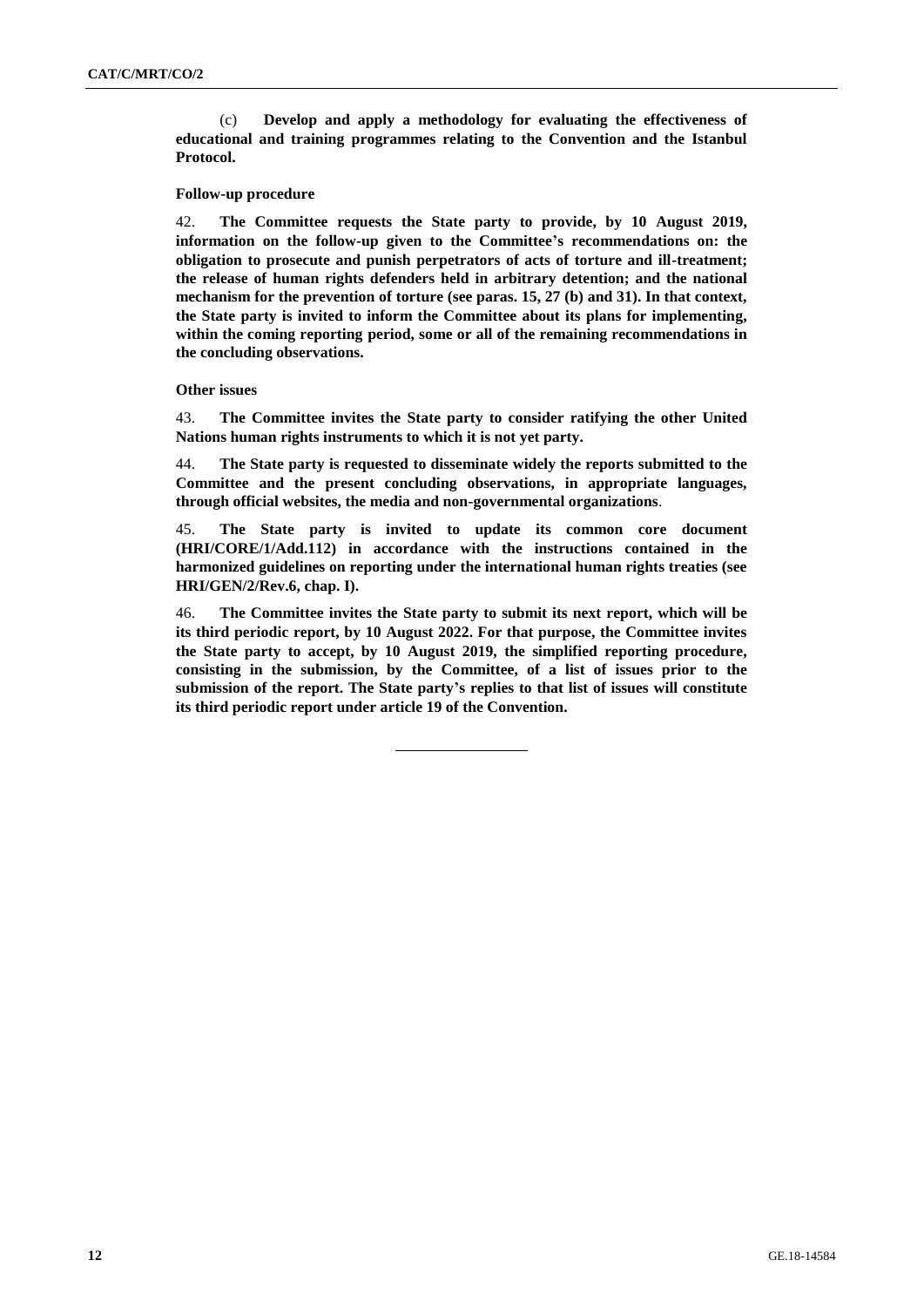(c) **Develop and apply a methodology for evaluating the effectiveness of educational and training programmes relating to the Convention and the Istanbul Protocol.**

### Follow-up procedure

42. **The Committee requests the State party to provide, by 10 August 2019, information on the follow-up given to the Committee's recommendations on: the obligation to prosecute and punish perpetrators of acts of torture and ill-treatment; the release of human rights defenders held in arbitrary detention; and the national mechanism for the prevention of torture (see paras. 15, 27 (b) and 31). In that context, the State party is invited to inform the Committee about its plans for implementing, within the coming reporting period, some or all of the remaining recommendations in the concluding observations.**

### Other issues

43. **The Committee invites the State party to consider ratifying the other United Nations human rights instruments to which it is not yet party.**

44. **The State party is requested to disseminate widely the reports submitted to the Committee and the present concluding observations, in appropriate languages, through official websites, the media and non-governmental organizations**.

45. **The State party is invited to update its common core document (HRI/CORE/1/Add.112) in accordance with the instructions contained in the harmonized guidelines on reporting under the international human rights treaties (see HRI/GEN/2/Rev.6, chap. I).**

46. **The Committee invites the State party to submit its next report, which will be its third periodic report, by 10 August 2022. For that purpose, the Committee invites the State party to accept, by 10 August 2019, the simplified reporting procedure, consisting in the submission, by the Committee, of a list of issues prior to the submission of the report. The State party's replies to that list of issues will constitute its third periodic report under article 19 of the Convention.**